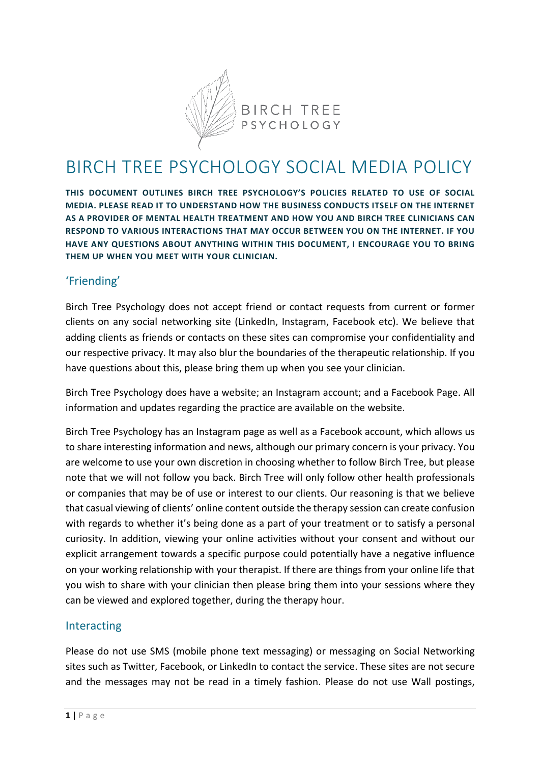# BIRCH TREE PSYCHOLOGY SOCIAL MEDIA POLICY

**THIS DOCUMENT OUTLINES BIRCH TREE PSYCHOLOGY'S POLICIES RELATED TO USE OF SOCIAL MEDIA. PLEASE READ IT TO UNDERSTAND HOW THE BUSINESS CONDUCTS ITSELF ON THE INTERNET AS A PROVIDER OF MENTAL HEALTH TREATMENT AND HOW YOU AND BIRCH TREE CLINICIANS CAN RESPOND TO VARIOUS INTERACTIONS THAT MAY OCCUR BETWEEN YOU ON THE INTERNET. IF YOU HAVE ANY QUESTIONS ABOUT ANYTHING WITHIN THIS DOCUMENT, I ENCOURAGE YOU TO BRING THEM UP WHEN YOU MEET WITH YOUR CLINICIAN.**

## 'Friending'

Birch Tree Psychology does not accept friend or contact requests from current or former clients on any social networking site (LinkedIn, Instagram, Facebook etc). We believe that adding clients as friends or contacts on these sites can compromise your confidentiality and our respective privacy. It may also blur the boundaries of the therapeutic relationship. If you have questions about this, please bring them up when you see your clinician.

Birch Tree Psychology does have a website; an Instagram account; and a Facebook Page. All information and updates regarding the practice are available on the website.

Birch Tree Psychology has an Instagram page as well as a Facebook account, which allows us to share interesting information and news, although our primary concern is your privacy. You are welcome to use your own discretion in choosing whether to follow Birch Tree, but please note that we will not follow you back. Birch Tree will only follow other health professionals or companies that may be of use or interest to our clients. Our reasoning is that we believe that casual viewing of clients' online content outside the therapy session can create confusion with regards to whether it's being done as a part of your treatment or to satisfy a personal curiosity. In addition, viewing your online activities without your consent and without our explicit arrangement towards a specific purpose could potentially have a negative influence on your working relationship with your therapist. If there are things from your online life that you wish to share with your clinician then please bring them into your sessions where they can be viewed and explored together, during the therapy hour.

## Interacting

Please do not use SMS (mobile phone text messaging) or messaging on Social Networking sites such as Twitter, Facebook, or LinkedIn to contact the service. These sites are not secure and the messages may not be read in a timely fashion. Please do not use Wall postings,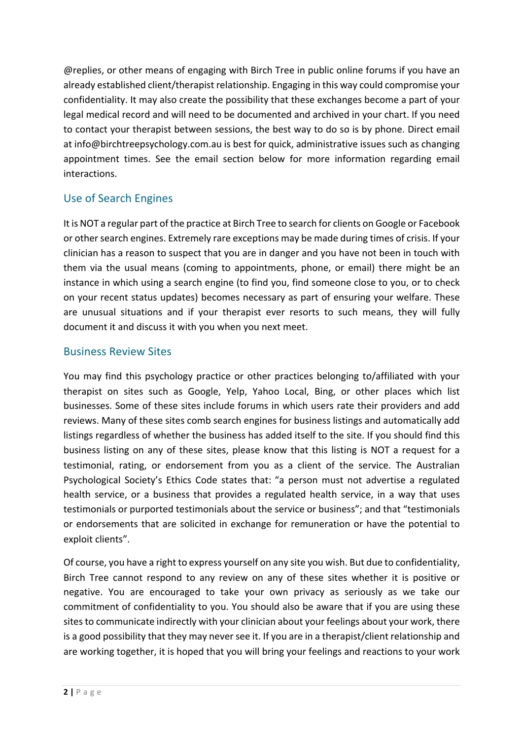@replies, or other means of engaging with Birch Tree in public online forums if you have an already established client/therapist relationship. Engaging in this way could compromise your confidentiality. It may also create the possibility that these exchanges become a part of your legal medical record and will need to be documented and archived in your chart. If you need to contact your therapist between sessions, the best way to do so is by phone. Direct email at info@birchtreepsychology.com.au is best for quick, administrative issues such as changing appointment times. See the email section below for more information regarding email interactions.

## Use of Search Engines

It is NOT a regular part of the practice at Birch Tree to search for clients on Google or Facebook or other search engines. Extremely rare exceptions may be made during times of crisis. If your clinician has a reason to suspect that you are in danger and you have not been in touch with them via the usual means (coming to appointments, phone, or email) there might be an instance in which using a search engine (to find you, find someone close to you, or to check on your recent status updates) becomes necessary as part of ensuring your welfare. These are unusual situations and if your therapist ever resorts to such means, they will fully document it and discuss it with you when you next meet.

## Business Review Sites

You may find this psychology practice or other practices belonging to/affiliated with your therapist on sites such as Google, Yelp, Yahoo Local, Bing, or other places which list businesses. Some of these sites include forums in which users rate their providers and add reviews. Many of these sites comb search engines for business listings and automatically add listings regardless of whether the business has added itself to the site. If you should find this business listing on any of these sites, please know that this listing is NOT a request for a testimonial, rating, or endorsement from you as a client of the service. The Australian Psychological Society's Ethics Code states that: "a person must not advertise a regulated health service, or a business that provides a regulated health service, in a way that uses testimonials or purported testimonials about the service or business"; and that "testimonials or endorsements that are solicited in exchange for remuneration or have the potential to exploit clients".

Of course, you have a right to express yourself on any site you wish. But due to confidentiality, Birch Tree cannot respond to any review on any of these sites whether it is positive or negative. You are encouraged to take your own privacy as seriously as we take our commitment of confidentiality to you. You should also be aware that if you are using these sites to communicate indirectly with your clinician about your feelings about your work, there is a good possibility that they may never see it. If you are in a therapist/client relationship and are working together, it is hoped that you will bring your feelings and reactions to your work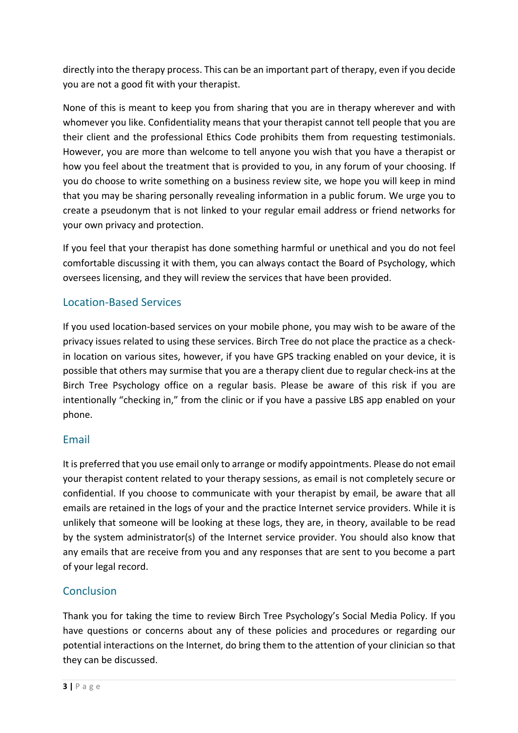directly into the therapy process. This can be an important part of therapy, even if you decide you are not a good fit with your therapist.

None of this is meant to keep you from sharing that you are in therapy wherever and with whomever you like. Confidentiality means that your therapist cannot tell people that you are their client and the professional Ethics Code prohibits them from requesting testimonials. However, you are more than welcome to tell anyone you wish that you have a therapist or how you feel about the treatment that is provided to you, in any forum of your choosing. If you do choose to write something on a business review site, we hope you will keep in mind that you may be sharing personally revealing information in a public forum. We urge you to create a pseudonym that is not linked to your regular email address or friend networks for your own privacy and protection.

If you feel that your therapist has done something harmful or unethical and you do not feel comfortable discussing it with them, you can always contact the Board of Psychology, which oversees licensing, and they will review the services that have been provided.

## Location-Based Services

If you used location-based services on your mobile phone, you may wish to be aware of the privacy issues related to using these services. Birch Tree do not place the practice as a check-in location on various sites, however, if you have GPS tracking enabled on your device, it is possible that others may surmise that you are a therapy client due to regular check-ins at the Birch Tree Psychology office on a regular basis. Please be aware of this risk if you are intentionally "checking in," from the clinic or if you have a passive LBS app enabled on your phone.

## Email

It is preferred that you use email only to arrange or modify appointments. Please do not email your therapist content related to your therapy sessions, as email is not completely secure or confidential. If you choose to communicate with your therapist by email, be aware that all emails are retained in the logs of your and the practice Internet service providers. While it is unlikely that someone will be looking at these logs, they are, in theory, available to be read by the system administrator(s) of the Internet service provider. You should also know that any emails that are receive from you and any responses that are sent to you become a part of your legal record.

## Conclusion

Thank you for taking the time to review Birch Tree Psychology's Social Media Policy. If you have questions or concerns about any of these policies and procedures or regarding our potential interactions on the Internet, do bring them to the attention of your clinician so that they can be discussed.